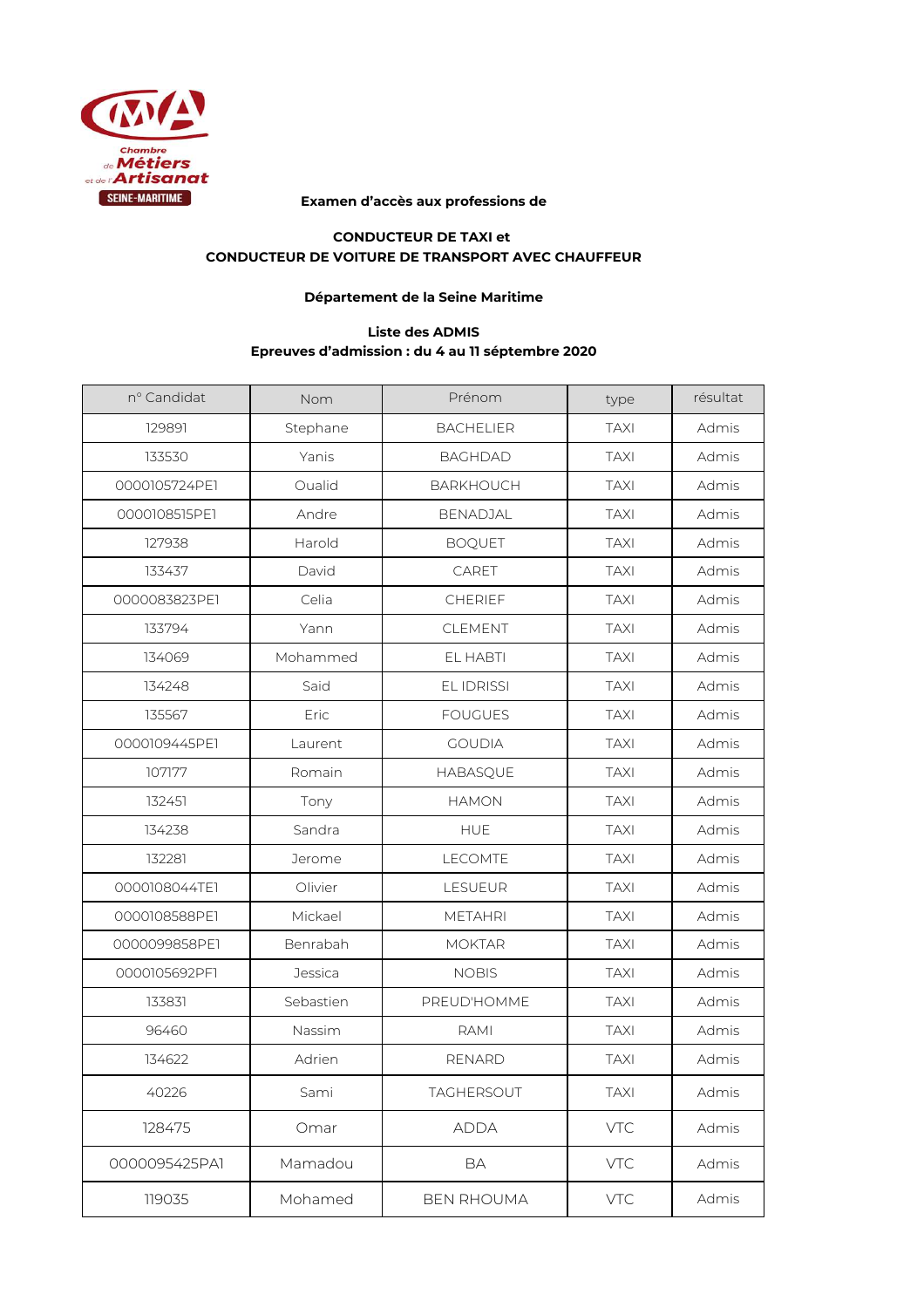Chambre de Métiers et de l'Artisanat SEINE-MARITIME

**Examen d'accès aux professions de**

**CONDUCTEUR DE TAXI et**
**CONDUCTEUR DE VOITURE DE TRANSPORT AVEC CHAUFFEUR**

**Département de la Seine Maritime**

**Liste des ADMIS**
**Epreuves d'admission : du 4 au 11 séptembre 2020**

| n° Candidat | Nom | Prénom | type | résultat |
|---|---|---|---|---|
| 129891 | Stephane | BACHELIER | TAXI | Admis |
| 133530 | Yanis | BAGHDAD | TAXI | Admis |
| 0000105724PE1 | Oualid | BARKHOUCH | TAXI | Admis |
| 0000108515PE1 | Andre | BENADJAL | TAXI | Admis |
| 127938 | Harold | BOQUET | TAXI | Admis |
| 133437 | David | CARET | TAXI | Admis |
| 0000083823PE1 | Celia | CHERIEF | TAXI | Admis |
| 133794 | Yann | CLEMENT | TAXI | Admis |
| 134069 | Mohammed | EL HABTI | TAXI | Admis |
| 134248 | Said | EL IDRISSI | TAXI | Admis |
| 135567 | Eric | FOUGUES | TAXI | Admis |
| 0000109445PE1 | Laurent | GOUDIA | TAXI | Admis |
| 107177 | Romain | HABASQUE | TAXI | Admis |
| 132451 | Tony | HAMON | TAXI | Admis |
| 134238 | Sandra | HUE | TAXI | Admis |
| 132281 | Jerome | LECOMTE | TAXI | Admis |
| 0000108044TE1 | Olivier | LESUEUR | TAXI | Admis |
| 0000108588PE1 | Mickael | METAHRI | TAXI | Admis |
| 0000099858PE1 | Benrabah | MOKTAR | TAXI | Admis |
| 0000105692PF1 | Jessica | NOBIS | TAXI | Admis |
| 133831 | Sebastien | PREUD'HOMME | TAXI | Admis |
| 96460 | Nassim | RAMI | TAXI | Admis |
| 134622 | Adrien | RENARD | TAXI | Admis |
| 40226 | Sami | TAGHERSOUT | TAXI | Admis |
| 128475 | Omar | ADDA | VTC | Admis |
| 0000095425PA1 | Mamadou | BA | VTC | Admis |
| 119035 | Mohamed | BEN RHOUMA | VTC | Admis |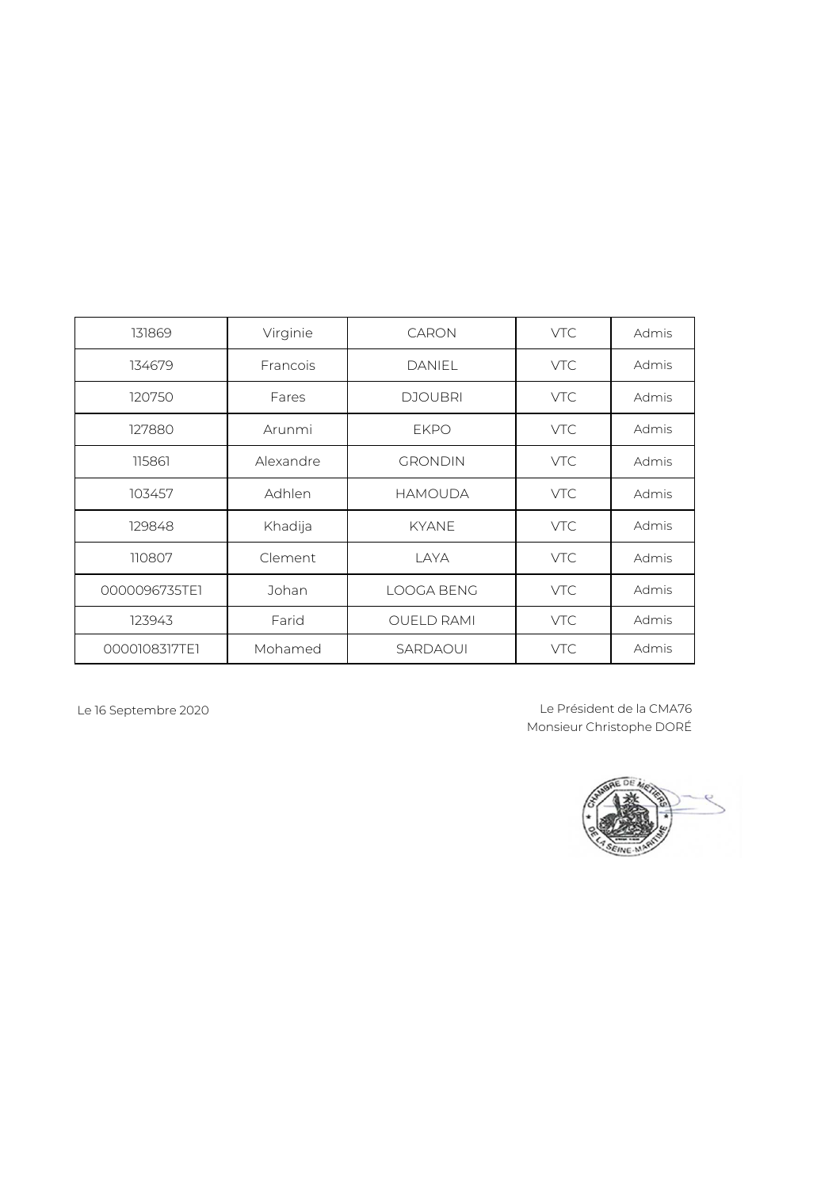| | | | | |
|---|---|---|---|---|
| 131869 | Virginie | CARON | VTC | Admis |
| 134679 | Francois | DANIEL | VTC | Admis |
| 120750 | Fares | DJOUBRI | VTC | Admis |
| 127880 | Arunmi | EKPO | VTC | Admis |
| 115861 | Alexandre | GRONDIN | VTC | Admis |
| 103457 | Adhlen | HAMOUDA | VTC | Admis |
| 129848 | Khadija | KYANE | VTC | Admis |
| 110807 | Clement | LAYA | VTC | Admis |
| 0000096735TE1 | Johan | LOOGA BENG | VTC | Admis |
| 123943 | Farid | OUELD RAMI | VTC | Admis |
| 0000108317TE1 | Mohamed | SARDAOUI | VTC | Admis |

Le 16 Septembre 2020

Le Président de la CMA76
Monsieur Christophe DORÉ